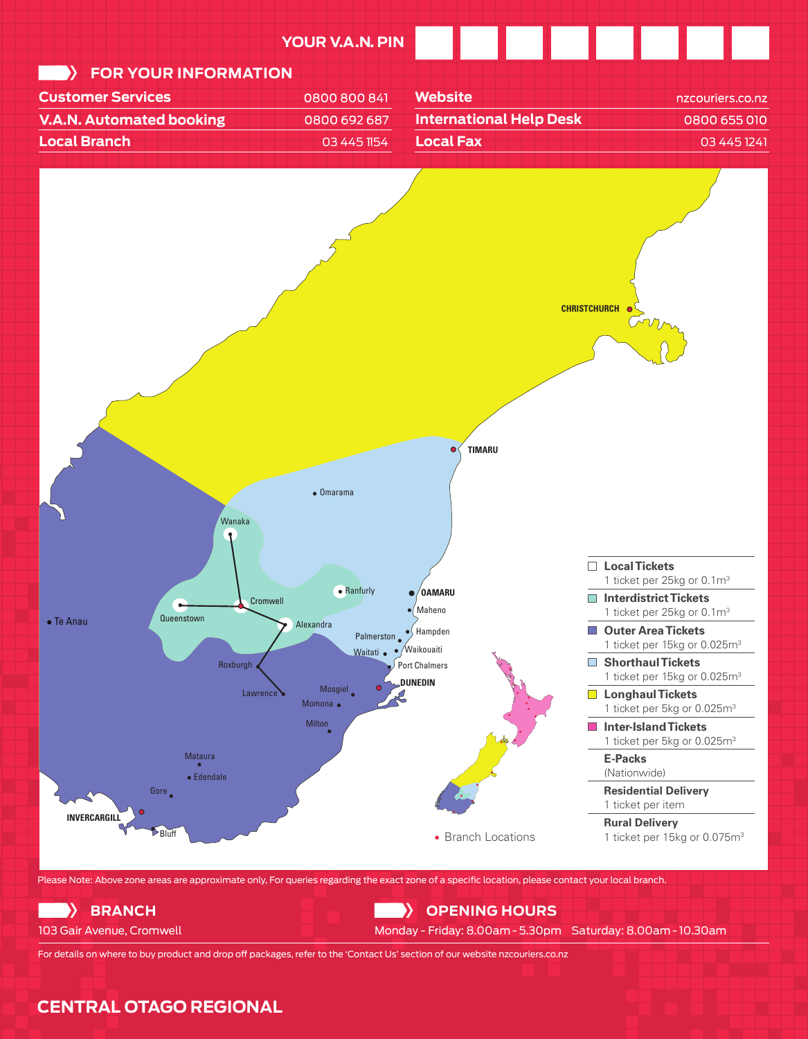**YOUR V.A.N. PIN**

## FOR YOUR INFORMATION

| | |
|---|---|
| **Customer Services** | 0800 800 841 |
| **V.A.N. Automated booking** | 0800 692 687 |
| **Local Branch** | 03 445 1154 |
| **Website** | nzcouriers.co.nz |
| **International Help Desk** | 0800 655 010 |
| **Local Fax** | 03 445 1241 |

CHRISTCHURCH
TIMARU
Omarama
Wanaka
Ranfurly
OAMARU
Maheno
Cromwell
Queenstown
Te Anau
Alexandra
Palmerston
Hampden
Waitati
Waikouaiti
Port Chalmers
Roxburgh
DUNEDIN
Lawrence
Mosgiel
Momona
Milton
Mataura
Edendale
Gore
INVERCARGILL
Bluff

- **Local Tickets** – 1 ticket per 25kg or $0.1m^3$
- **Interdistrict Tickets** – 1 ticket per 25kg or $0.1m^3$
- **Outer Area Tickets** – 1 ticket per 15kg or $0.025m^3$
- **Shorthaul Tickets** – 1 ticket per 15kg or $0.025m^3$
- **Longhaul Tickets** – 1 ticket per 5kg or $0.025m^3$
- **Inter-Island Tickets** – 1 ticket per 5kg or $0.025m^3$
- **E-Packs** – (Nationwide)
- **Residential Delivery** – 1 ticket per item
- **Rural Delivery** – 1 ticket per 15kg or $0.075m^3$

• Branch Locations

Please Note: Above zone areas are approximate only, For queries regarding the exact zone of a specific location, please contact your local branch.

## BRANCH

103 Gair Avenue, Cromwell

## OPENING HOURS

Monday - Friday: 8.00am - 5.30pm Saturday: 8.00am - 10.30am

For details on where to buy product and drop off packages, refer to the 'Contact Us' section of our website nzcouriers.co.nz

# CENTRAL OTAGO REGIONAL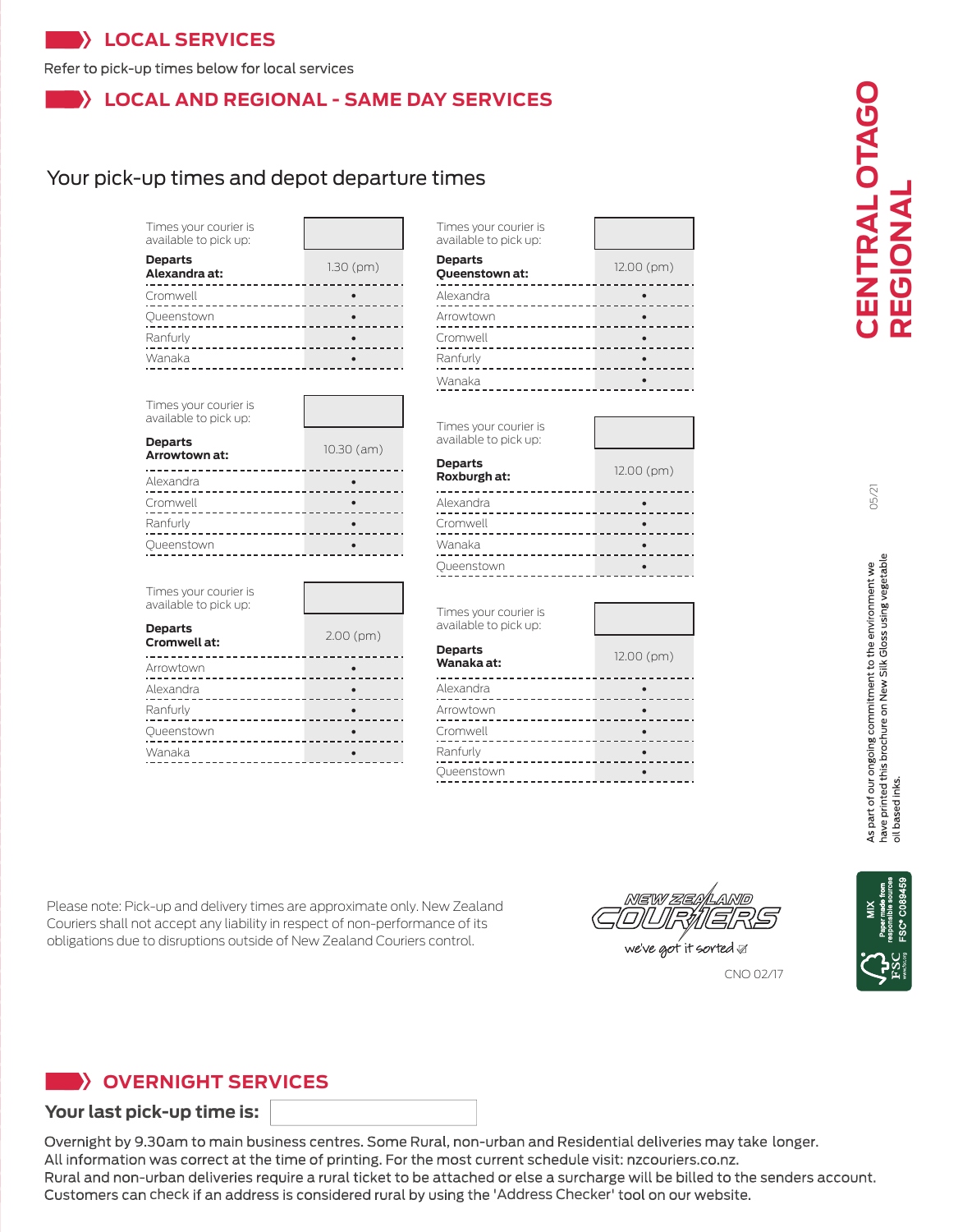## LOCAL SERVICES

Refer to pick-up times below for local services

## LOCAL AND REGIONAL - SAME DAY SERVICES

### Your pick-up times and depot departure times

| Times your courier is available to pick up: | |
|---|---|
| **Departs Alexandra at:** | 1.30 (pm) |
| Cromwell | • |
| Queenstown | • |
| Ranfurly | • |
| Wanaka | • |

| Times your courier is available to pick up: | |
|---|---|
| **Departs Arrowtown at:** | 10.30 (am) |
| Alexandra | • |
| Cromwell | • |
| Ranfurly | • |
| Queenstown | • |

| Times your courier is available to pick up: | |
|---|---|
| **Departs Cromwell at:** | 2.00 (pm) |
| Arrowtown | • |
| Alexandra | • |
| Ranfurly | • |
| Queenstown | • |
| Wanaka | • |

| Times your courier is available to pick up: | |
|---|---|
| **Departs Queenstown at:** | 12.00 (pm) |
| Alexandra | • |
| Arrowtown | • |
| Cromwell | • |
| Ranfurly | • |
| Wanaka | • |

| Times your courier is available to pick up: | |
|---|---|
| **Departs Roxburgh at:** | 12.00 (pm) |
| Alexandra | • |
| Cromwell | • |
| Wanaka | • |
| Queenstown | • |

| Times your courier is available to pick up: | |
|---|---|
| **Departs Wanaka at:** | 12.00 (pm) |
| Alexandra | • |
| Arrowtown | • |
| Cromwell | • |
| Ranfurly | • |
| Queenstown | • |

Please note: Pick-up and delivery times are approximate only. New Zealand Couriers shall not accept any liability in respect of non-performance of its obligations due to disruptions outside of New Zealand Couriers control.

NEW ZEALAND COURIERS
we've got it sorted

CNO 02/17

**CENTRAL OTAGO REGIONAL**

05/21

As part of our ongoing commitment to the environment we have printed this brochure on New Silk Gloss using vegetable oil based inks.

MIX Paper made from responsible sources FSC® C089459

## OVERNIGHT SERVICES

**Your last pick-up time is:**

Overnight by 9.30am to main business centres. Some Rural, non-urban and Residential deliveries may take longer.
All information was correct at the time of printing. For the most current schedule visit: nzcouriers.co.nz.
Rural and non-urban deliveries require a rural ticket to be attached or else a surcharge will be billed to the senders account. Customers can check if an address is considered rural by using the 'Address Checker' tool on our website.